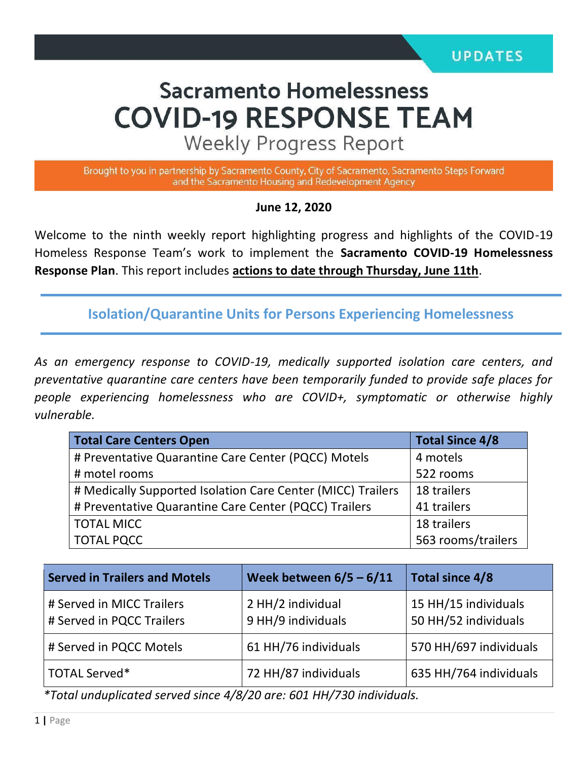UPDATES

# Sacramento Homelessness COVID-19 RESPONSE TEAM

## Weekly Progress Report

Brought to you in partnership by Sacramento County, City of Sacramento, Sacramento Steps Forward and the Sacramento Housing and Redevelopment Agency

**June 12, 2020**

Welcome to the ninth weekly report highlighting progress and highlights of the COVID-19 Homeless Response Team's work to implement the **Sacramento COVID-19 Homelessness Response Plan**. This report includes **actions to date through Thursday, June 11th**.

## Isolation/Quarantine Units for Persons Experiencing Homelessness

*As an emergency response to COVID-19, medically supported isolation care centers, and preventative quarantine care centers have been temporarily funded to provide safe places for people experiencing homelessness who are COVID+, symptomatic or otherwise highly vulnerable.*

| Total Care Centers Open | Total Since 4/8 |
|---|---|
| # Preventative Quarantine Care Center (PQCC) Motels<br># motel rooms | 4 motels<br>522 rooms |
| # Medically Supported Isolation Care Center (MICC) Trailers<br># Preventative Quarantine Care Center (PQCC) Trailers | 18 trailers<br>41 trailers |
| TOTAL MICC<br>TOTAL PQCC | 18 trailers<br>563 rooms/trailers |

| Served in Trailers and Motels | Week between 6/5 – 6/11 | Total since 4/8 |
|---|---|---|
| # Served in MICC Trailers<br># Served in PQCC Trailers | 2 HH/2 individual<br>9 HH/9 individuals | 15 HH/15 individuals<br>50 HH/52 individuals |
| # Served in PQCC Motels | 61 HH/76 individuals | 570 HH/697 individuals |
| TOTAL Served* | 72 HH/87 individuals | 635 HH/764 individuals |

*\*Total unduplicated served since 4/8/20 are: 601 HH/730 individuals.*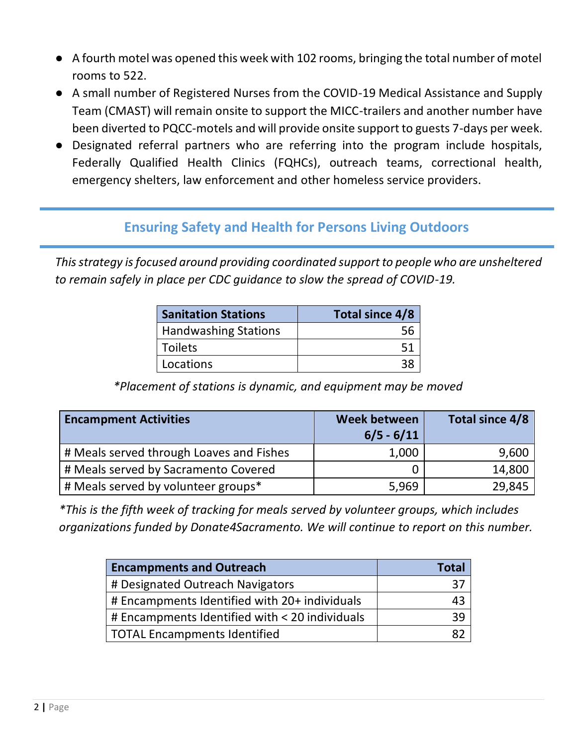- A fourth motel was opened this week with 102 rooms, bringing the total number of motel rooms to 522.
- A small number of Registered Nurses from the COVID-19 Medical Assistance and Supply Team (CMAST) will remain onsite to support the MICC-trailers and another number have been diverted to PQCC-motels and will provide onsite support to guests 7-days per week.
- Designated referral partners who are referring into the program include hospitals, Federally Qualified Health Clinics (FQHCs), outreach teams, correctional health, emergency shelters, law enforcement and other homeless service providers.

## Ensuring Safety and Health for Persons Living Outdoors

*This strategy is focused around providing coordinated support to people who are unsheltered to remain safely in place per CDC guidance to slow the spread of COVID-19.*

| Sanitation Stations | Total since 4/8 |
|---|---:|
| Handwashing Stations | 56 |
| Toilets | 51 |
| Locations | 38 |

*\*Placement of stations is dynamic, and equipment may be moved*

| Encampment Activities | Week between 6/5 - 6/11 | Total since 4/8 |
|---|---:|---:|
| # Meals served through Loaves and Fishes | 1,000 | 9,600 |
| # Meals served by Sacramento Covered | 0 | 14,800 |
| # Meals served by volunteer groups* | 5,969 | 29,845 |

*\*This is the fifth week of tracking for meals served by volunteer groups, which includes organizations funded by Donate4Sacramento. We will continue to report on this number.*

| Encampments and Outreach | Total |
|---|---:|
| # Designated Outreach Navigators | 37 |
| # Encampments Identified with 20+ individuals | 43 |
| # Encampments Identified with < 20 individuals | 39 |
| TOTAL Encampments Identified | 82 |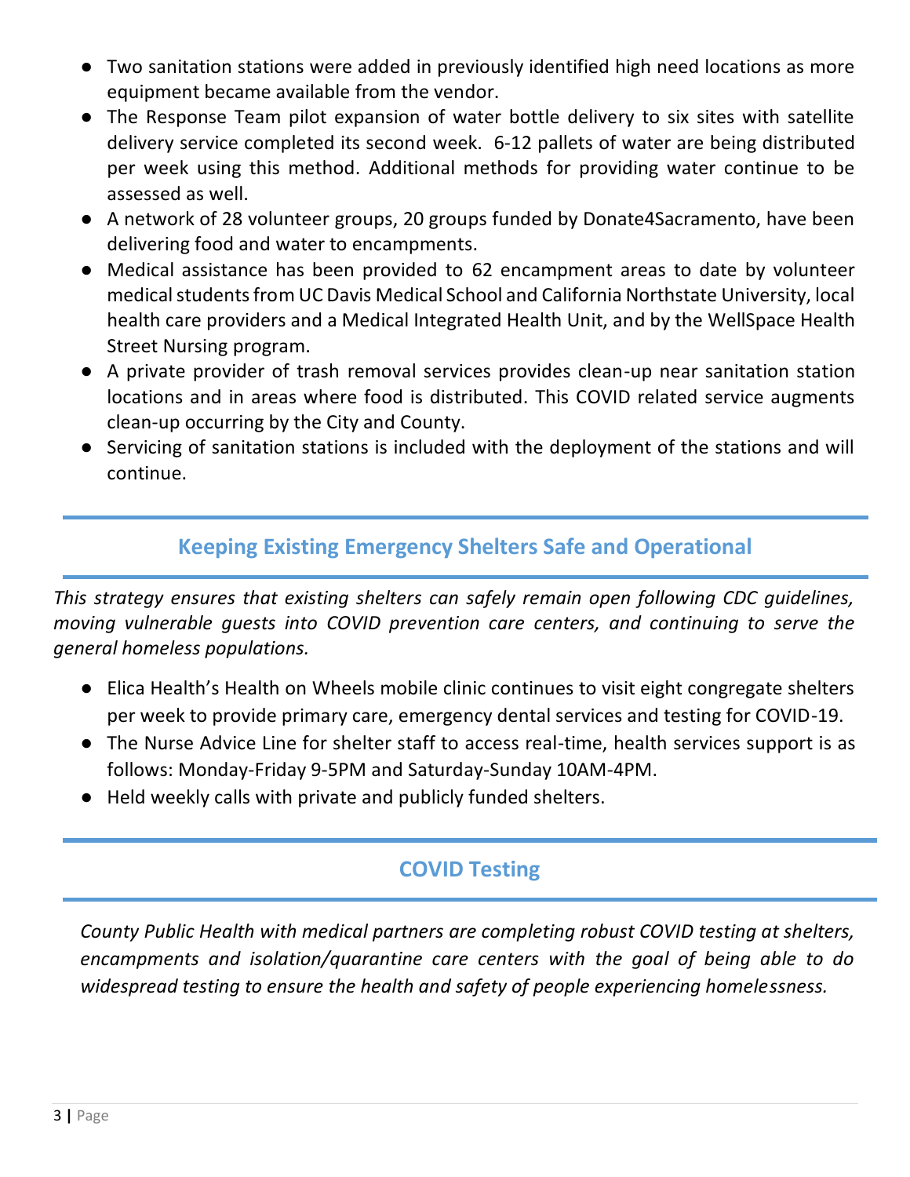- Two sanitation stations were added in previously identified high need locations as more equipment became available from the vendor.
- The Response Team pilot expansion of water bottle delivery to six sites with satellite delivery service completed its second week. 6-12 pallets of water are being distributed per week using this method. Additional methods for providing water continue to be assessed as well.
- A network of 28 volunteer groups, 20 groups funded by Donate4Sacramento, have been delivering food and water to encampments.
- Medical assistance has been provided to 62 encampment areas to date by volunteer medical students from UC Davis Medical School and California Northstate University, local health care providers and a Medical Integrated Health Unit, and by the WellSpace Health Street Nursing program.
- A private provider of trash removal services provides clean-up near sanitation station locations and in areas where food is distributed. This COVID related service augments clean-up occurring by the City and County.
- Servicing of sanitation stations is included with the deployment of the stations and will continue.

## Keeping Existing Emergency Shelters Safe and Operational

*This strategy ensures that existing shelters can safely remain open following CDC guidelines, moving vulnerable guests into COVID prevention care centers, and continuing to serve the general homeless populations.*

- Elica Health's Health on Wheels mobile clinic continues to visit eight congregate shelters per week to provide primary care, emergency dental services and testing for COVID-19.
- The Nurse Advice Line for shelter staff to access real-time, health services support is as follows: Monday-Friday 9-5PM and Saturday-Sunday 10AM-4PM.
- Held weekly calls with private and publicly funded shelters.

## COVID Testing

*County Public Health with medical partners are completing robust COVID testing at shelters, encampments and isolation/quarantine care centers with the goal of being able to do widespread testing to ensure the health and safety of people experiencing homelessness.*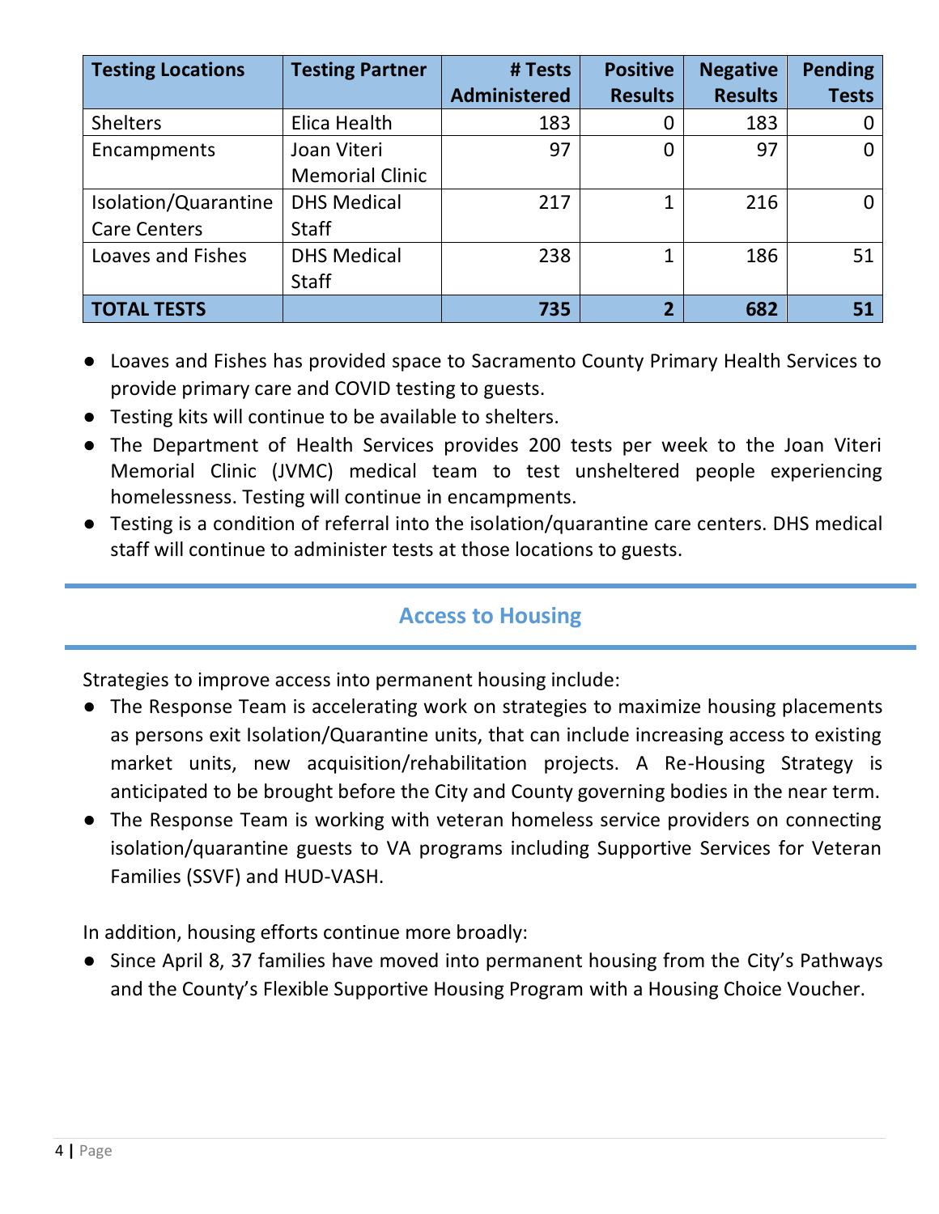| Testing Locations | Testing Partner | # Tests Administered | Positive Results | Negative Results | Pending Tests |
|---|---|---|---|---|---|
| Shelters | Elica Health | 183 | 0 | 183 | 0 |
| Encampments | Joan Viteri Memorial Clinic | 97 | 0 | 97 | 0 |
| Isolation/Quarantine Care Centers | DHS Medical Staff | 217 | 1 | 216 | 0 |
| Loaves and Fishes | DHS Medical Staff | 238 | 1 | 186 | 51 |
| **TOTAL TESTS** | | **735** | **2** | **682** | **51** |

- Loaves and Fishes has provided space to Sacramento County Primary Health Services to provide primary care and COVID testing to guests.
- Testing kits will continue to be available to shelters.
- The Department of Health Services provides 200 tests per week to the Joan Viteri Memorial Clinic (JVMC) medical team to test unsheltered people experiencing homelessness. Testing will continue in encampments.
- Testing is a condition of referral into the isolation/quarantine care centers. DHS medical staff will continue to administer tests at those locations to guests.

## Access to Housing

Strategies to improve access into permanent housing include:

- The Response Team is accelerating work on strategies to maximize housing placements as persons exit Isolation/Quarantine units, that can include increasing access to existing market units, new acquisition/rehabilitation projects. A Re-Housing Strategy is anticipated to be brought before the City and County governing bodies in the near term.
- The Response Team is working with veteran homeless service providers on connecting isolation/quarantine guests to VA programs including Supportive Services for Veteran Families (SSVF) and HUD-VASH.

In addition, housing efforts continue more broadly:

- Since April 8, 37 families have moved into permanent housing from the City's Pathways and the County's Flexible Supportive Housing Program with a Housing Choice Voucher.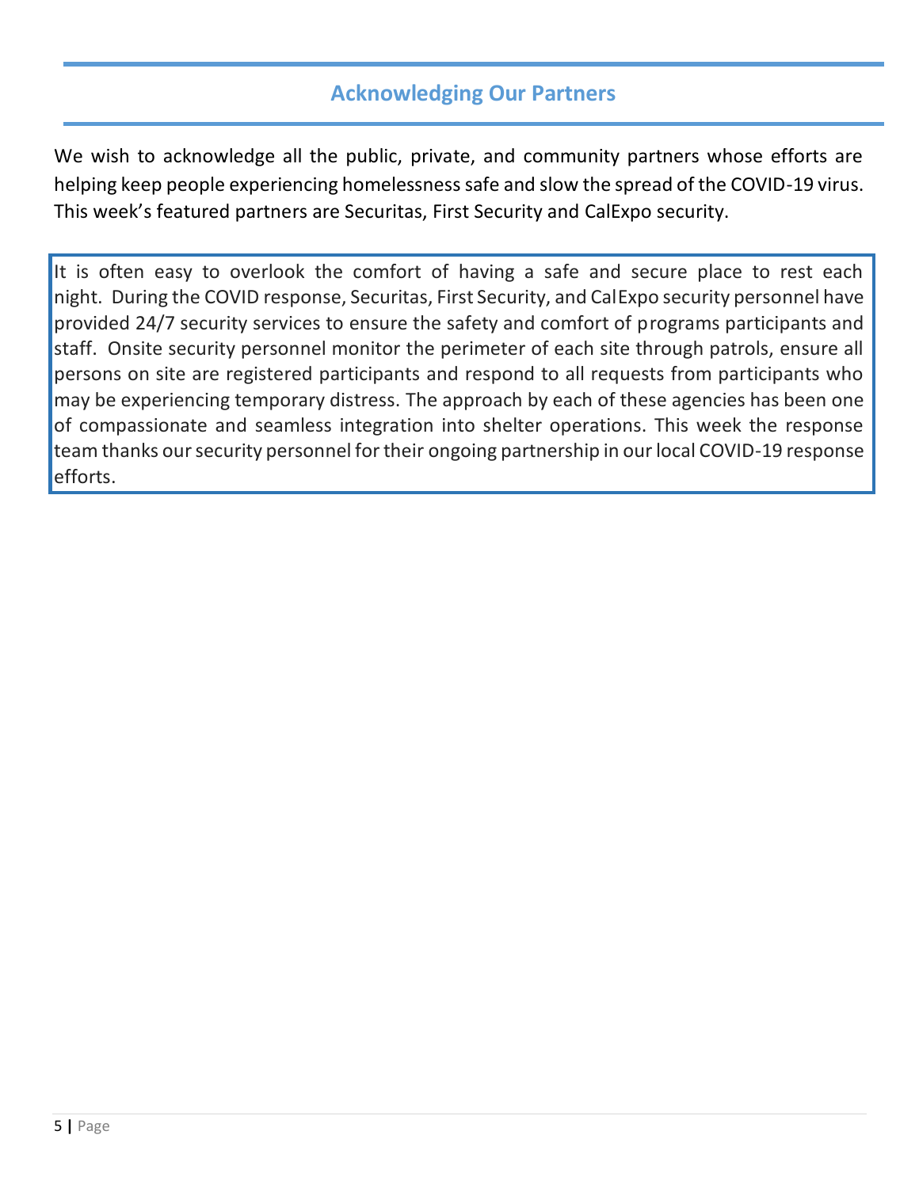## Acknowledging Our Partners

We wish to acknowledge all the public, private, and community partners whose efforts are helping keep people experiencing homelessness safe and slow the spread of the COVID-19 virus. This week's featured partners are Securitas, First Security and CalExpo security.

It is often easy to overlook the comfort of having a safe and secure place to rest each night. During the COVID response, Securitas, First Security, and CalExpo security personnel have provided 24/7 security services to ensure the safety and comfort of programs participants and staff. Onsite security personnel monitor the perimeter of each site through patrols, ensure all persons on site are registered participants and respond to all requests from participants who may be experiencing temporary distress. The approach by each of these agencies has been one of compassionate and seamless integration into shelter operations. This week the response team thanks our security personnel for their ongoing partnership in our local COVID-19 response efforts.